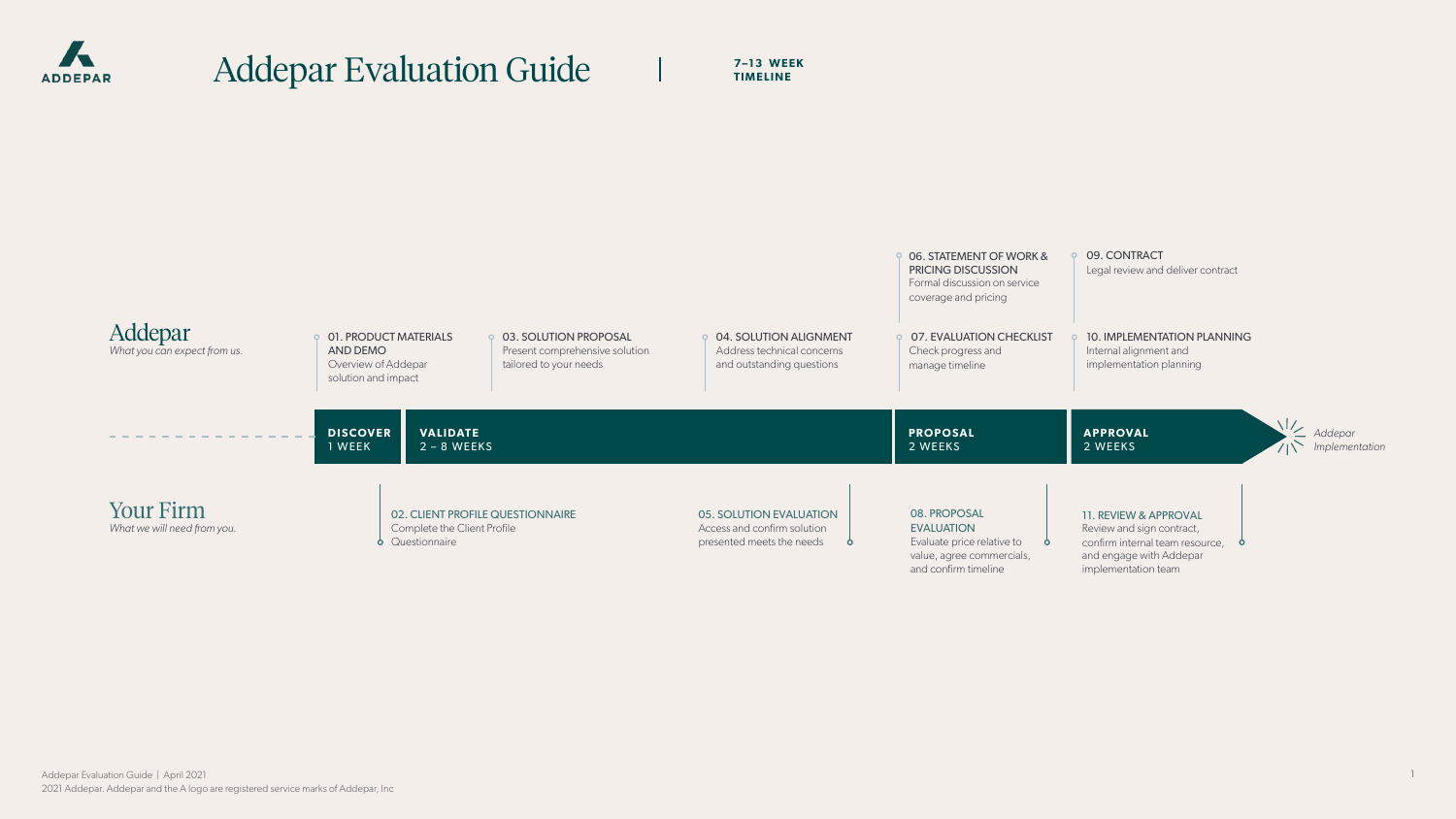# Addepar Evaluation Guide

**7–13 WEEK TIMELINE**

## Addepar

*What you can expect from us.*

- **01. PRODUCT MATERIALS AND DEMO** — Overview of Addepar solution and impact
- **03. SOLUTION PROPOSAL** — Present comprehensive solution tailored to your needs
- **04. SOLUTION ALIGNMENT** — Address technical concerns and outstanding questions
- **06. STATEMENT OF WORK & PRICING DISCUSSION** — Formal discussion on service coverage and pricing
- **07. EVALUATION CHECKLIST** — Check progress and manage timeline
- **09. CONTRACT** — Legal review and deliver contract
- **10. IMPLEMENTATION PLANNING** — Internal alignment and implementation planning

## Timeline

| DISCOVER | VALIDATE | PROPOSAL | APPROVAL | |
|---|---|---|---|---|
| 1 WEEK | 2 – 8 WEEKS | 2 WEEKS | 2 WEEKS | *Addepar Implementation* |

## Your Firm

*What we will need from you.*

- **02. CLIENT PROFILE QUESTIONNAIRE** — Complete the Client Profile Questionnaire
- **05. SOLUTION EVALUATION** — Access and confirm solution presented meets the needs
- **08. PROPOSAL EVALUATION** — Evaluate price relative to value, agree commercials, and confirm timeline
- **11. REVIEW & APPROVAL** — Review and sign contract, confirm internal team resource, and engage with Addepar implementation team

Addepar Evaluation Guide | April 2021

2021 Addepar. Addepar and the A logo are registered service marks of Addepar, Inc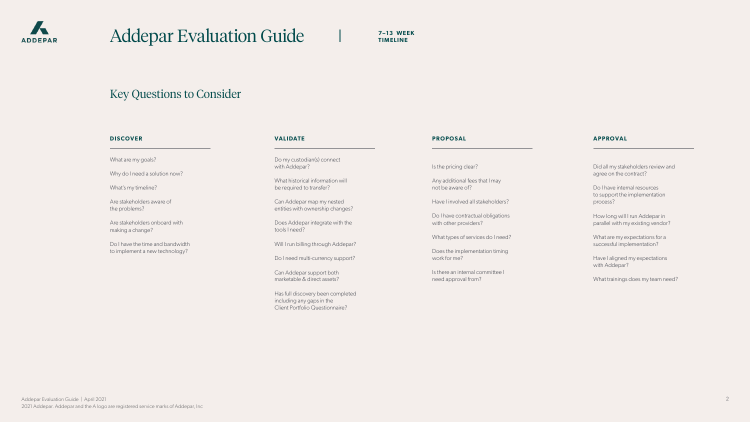# Addepar Evaluation Guide

**7–13 WEEK TIMELINE**

## Key Questions to Consider

### DISCOVER

What are my goals?

Why do I need a solution now?

What's my timeline?

Are stakeholders aware of the problems?

Are stakeholders onboard with making a change?

Do I have the time and bandwidth to implement a new technology?

### VALIDATE

Do my custodian(s) connect with Addepar?

What historical information will be required to transfer?

Can Addepar map my nested entities with ownership changes?

Does Addepar integrate with the tools I need?

Will I run billing through Addepar?

Do I need multi-currency support?

Can Addepar support both marketable & direct assets?

Has full discovery been completed including any gaps in the Client Portfolio Questionnaire?

### PROPOSAL

Is the pricing clear?

Any additional fees that I may not be aware of?

Have I involved all stakeholders?

Do I have contractual obligations with other providers?

What types of services do I need?

Does the implementation timing work for me?

Is there an internal committee I need approval from?

### APPROVAL

Did all my stakeholders review and agree on the contract?

Do I have internal resources to support the implementation process?

How long will I run Addepar in parallel with my existing vendor?

What are my expectations for a successful implementation?

Have I aligned my expectations with Addepar?

What trainings does my team need?

Addepar Evaluation Guide | April 2021
2021 Addepar. Addepar and the A logo are registered service marks of Addepar, Inc